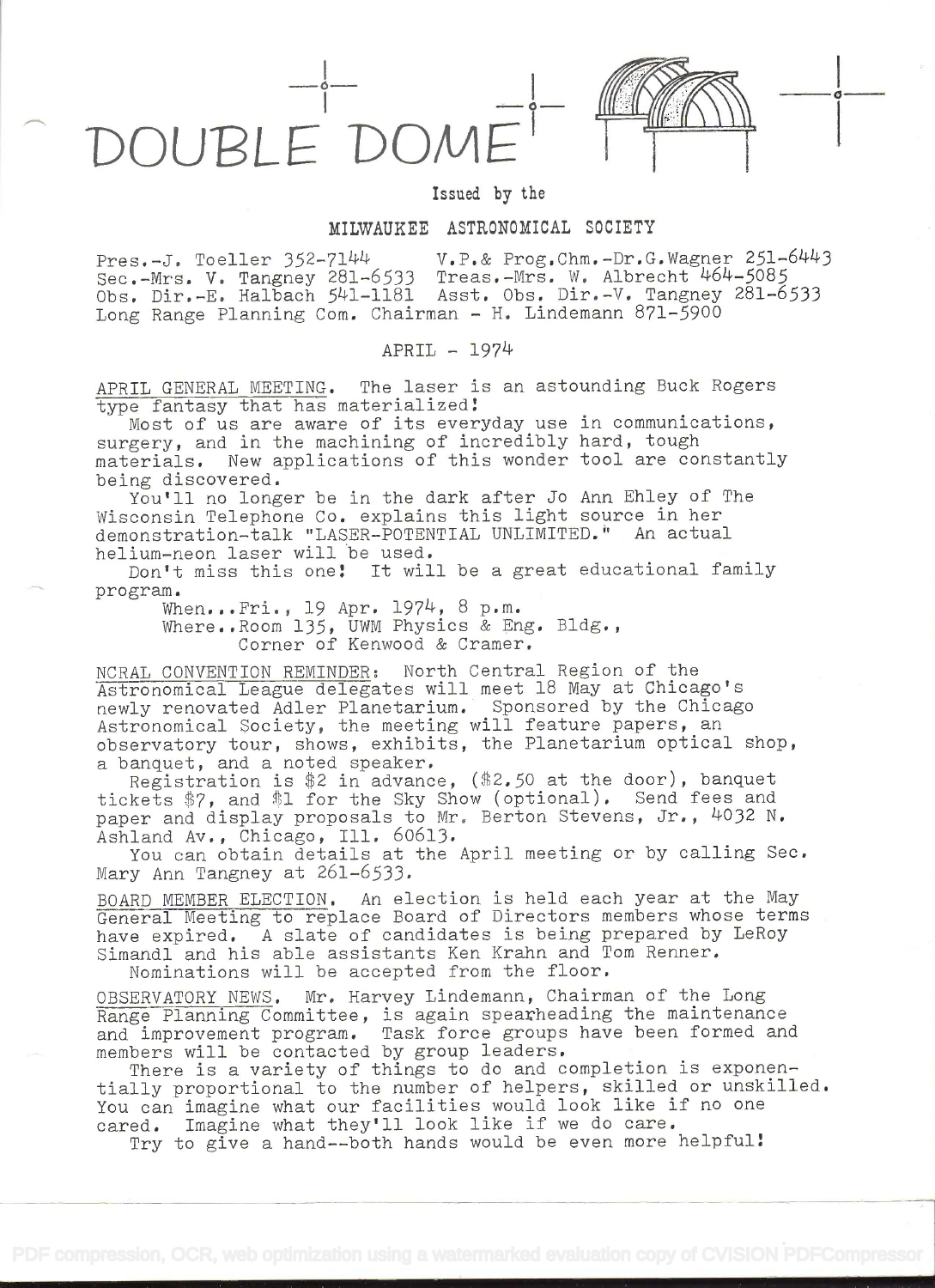# DOUBLE DOME

Issued by the

MILWAUKEE ASTRONOMICAL SOCIETY

Pres.-J. Toeller 352-7144 V.P.& Prog.Chm.-Dr.G.Wagner 251-6443
Sec.-Mrs. V. Tangney 281-6533 Treas.-Mrs. W. Albrecht 464-5085
Obs. Dir.-E. Halbach 541-1181 Asst. Obs. Dir.-V. Tangney 281-6533
Long Range Planning Com. Chairman - H. Lindemann 871-5900

APRIL - 1974

APRIL GENERAL MEETING. The laser is an astounding Buck Rogers type fantasy that has materialized!

Most of us are aware of its everyday use in communications, surgery, and in the machining of incredibly hard, tough materials. New applications of this wonder tool are constantly being discovered.

You'll no longer be in the dark after Jo Ann Ehley of The Wisconsin Telephone Co. explains this light source in her demonstration-talk "LASER-POTENTIAL UNLIMITED." An actual helium-neon laser will be used.

Don't miss this one! It will be a great educational family program.

When...Fri., 19 Apr. 1974, 8 p.m.
Where..Room 135, UWM Physics & Eng. Bldg., Corner of Kenwood & Cramer.

NCRAL CONVENTION REMINDER: North Central Region of the Astronomical League delegates will meet 18 May at Chicago's newly renovated Adler Planetarium. Sponsored by the Chicago Astronomical Society, the meeting will feature papers, an observatory tour, shows, exhibits, the Planetarium optical shop, a banquet, and a noted speaker.

Registration is $2 in advance, ($2.50 at the door), banquet tickets $7, and $1 for the Sky Show (optional). Send fees and paper and display proposals to Mr. Berton Stevens, Jr., 4032 N. Ashland Av., Chicago, Ill. 60613.

You can obtain details at the April meeting or by calling Sec. Mary Ann Tangney at 261-6533.

BOARD MEMBER ELECTION. An election is held each year at the May General Meeting to replace Board of Directors members whose terms have expired. A slate of candidates is being prepared by LeRoy Simandl and his able assistants Ken Krahn and Tom Renner.

Nominations will be accepted from the floor.

OBSERVATORY NEWS. Mr. Harvey Lindemann, Chairman of the Long Range Planning Committee, is again spearheading the maintenance and improvement program. Task force groups have been formed and members will be contacted by group leaders.

There is a variety of things to do and completion is exponentially proportional to the number of helpers, skilled or unskilled. You can imagine what our facilities would look like if no one cared. Imagine what they'll look like if we do care.

Try to give a hand--both hands would be even more helpful!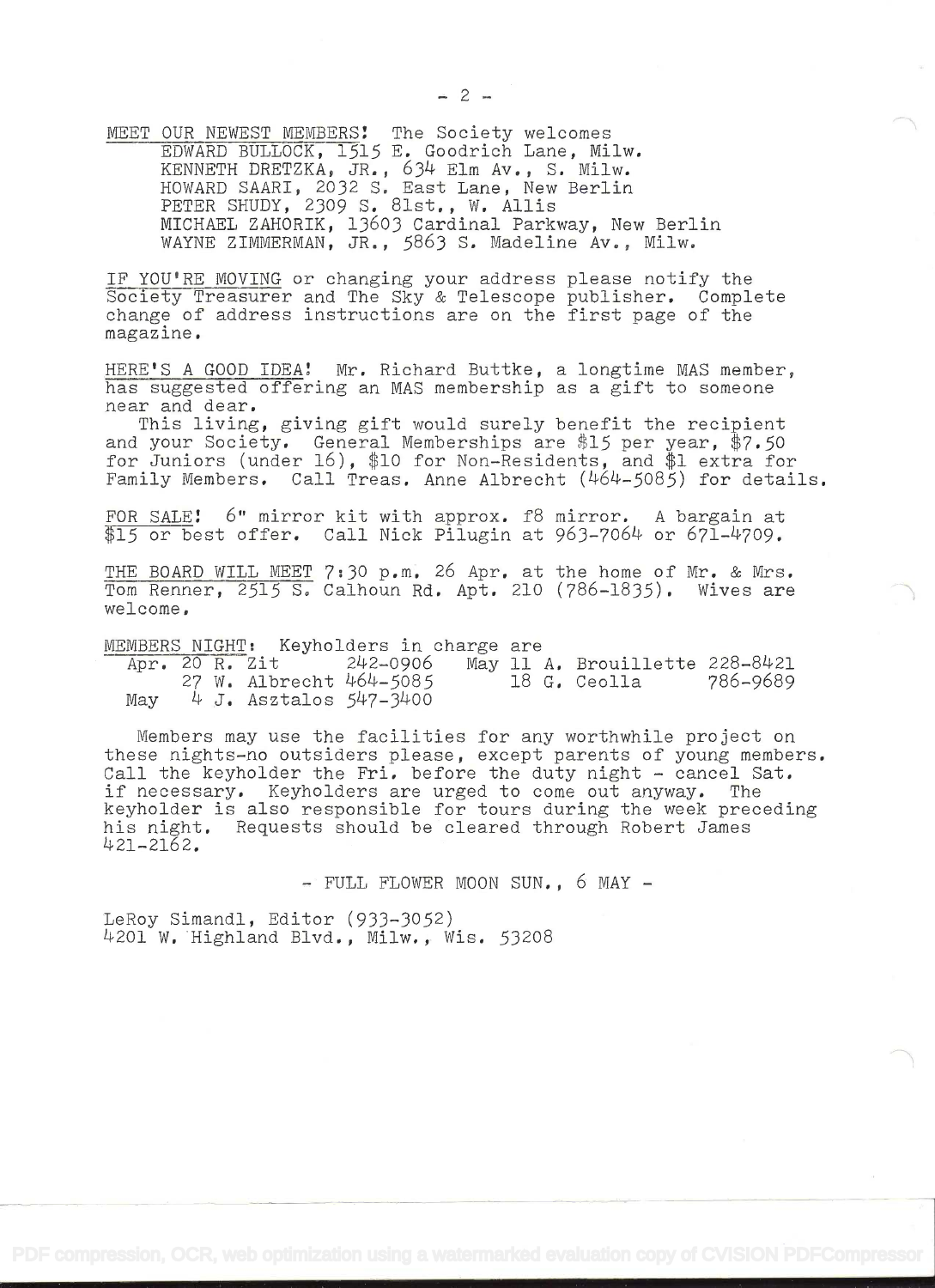MEET OUR NEWEST MEMBERS! The Society welcomes

EDWARD BULLOCK, 1515 E. Goodrich Lane, Milw.
KENNETH DRETZKA, JR., 634 Elm Av., S. Milw.
HOWARD SAARI, 2032 S. East Lane, New Berlin
PETER SHUDY, 2309 S. 81st., W. Allis
MICHAEL ZAHORIK, 13603 Cardinal Parkway, New Berlin
WAYNE ZIMMERMAN, JR., 5863 S. Madeline Av., Milw.

IF YOU'RE MOVING or changing your address please notify the Society Treasurer and The Sky & Telescope publisher. Complete change of address instructions are on the first page of the magazine.

HERE'S A GOOD IDEA! Mr. Richard Buttke, a longtime MAS member, has suggested offering an MAS membership as a gift to someone near and dear.

This living, giving gift would surely benefit the recipient and your Society. General Memberships are $15 per year, $7.50 for Juniors (under 16), $10 for Non-Residents, and $1 extra for Family Members. Call Treas. Anne Albrecht (464-5085) for details.

FOR SALE! 6" mirror kit with approx. f8 mirror. A bargain at $15 or best offer. Call Nick Pilugin at 963-7064 or 671-4709.

THE BOARD WILL MEET 7:30 p.m. 26 Apr. at the home of Mr. & Mrs. Tom Renner, 2515 S. Calhoun Rd. Apt. 210 (786-1835). Wives are welcome.

MEMBERS NIGHT: Keyholders in charge are

| | | | | | |
|---|---|---|---|---|---|
| Apr. 20 | R. Zit | 242-0906 | May 11 | A. Brouillette | 228-8421 |
| 27 | W. Albrecht | 464-5085 | 18 | G. Ceolla | 786-9689 |
| May 4 | J. Asztalos | 547-3400 | | | |

Members may use the facilities for any worthwhile project on these nights-no outsiders please, except parents of young members. Call the keyholder the Fri. before the duty night - cancel Sat. if necessary. Keyholders are urged to come out anyway. The keyholder is also responsible for tours during the week preceding his night. Requests should be cleared through Robert James 421-2162.

\- FULL FLOWER MOON SUN., 6 MAY -

LeRoy Simandl, Editor (933-3052)
4201 W. Highland Blvd., Milw., Wis. 53208